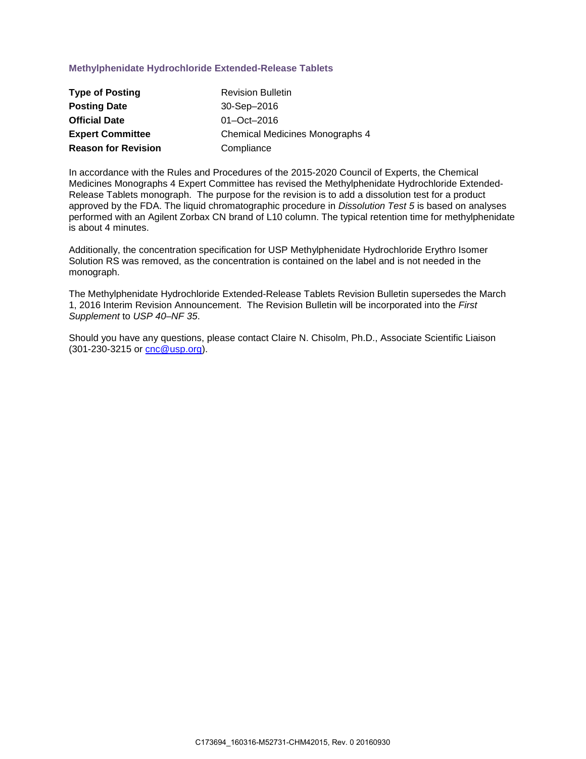## Methylphenidate Hydrochloride Extended-Release Tablets

| | |
|---|---|
| **Type of Posting** | Revision Bulletin |
| **Posting Date** | 30-Sep–2016 |
| **Official Date** | 01–Oct–2016 |
| **Expert Committee** | Chemical Medicines Monographs 4 |
| **Reason for Revision** | Compliance |

In accordance with the Rules and Procedures of the 2015-2020 Council of Experts, the Chemical Medicines Monographs 4 Expert Committee has revised the Methylphenidate Hydrochloride Extended-Release Tablets monograph. The purpose for the revision is to add a dissolution test for a product approved by the FDA. The liquid chromatographic procedure in *Dissolution Test 5* is based on analyses performed with an Agilent Zorbax CN brand of L10 column. The typical retention time for methylphenidate is about 4 minutes.

Additionally, the concentration specification for USP Methylphenidate Hydrochloride Erythro Isomer Solution RS was removed, as the concentration is contained on the label and is not needed in the monograph.

The Methylphenidate Hydrochloride Extended-Release Tablets Revision Bulletin supersedes the March 1, 2016 Interim Revision Announcement. The Revision Bulletin will be incorporated into the *First Supplement* to *USP 40–NF 35*.

Should you have any questions, please contact Claire N. Chisolm, Ph.D., Associate Scientific Liaison (301-230-3215 or cnc@usp.org).

C173694_160316-M52731-CHM42015, Rev. 0 20160930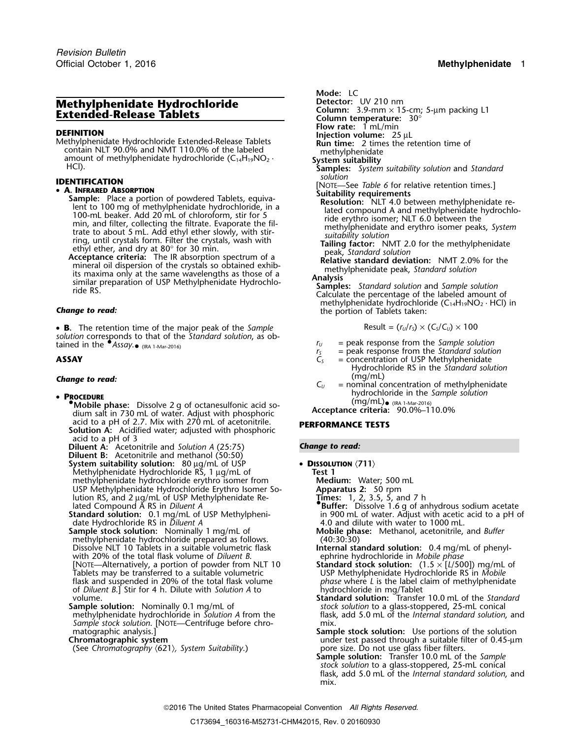Revision Bulletin
Official October 1, 2016

# Methylphenidate Hydrochloride Extended-Release Tablets

## DEFINITION

Methylphenidate Hydrochloride Extended-Release Tablets contain NLT 90.0% and NMT 110.0% of the labeled amount of methylphenidate hydrochloride ($C_{14}H_{19}NO_2 \cdot HCl$).

## IDENTIFICATION

- **A. Infrared Absorption**

  **Sample:** Place a portion of powdered Tablets, equivalent to 100 mg of methylphenidate hydrochloride, in a 100-mL beaker. Add 20 mL of chloroform, stir for 5 min, and filter, collecting the filtrate. Evaporate the filtrate to about 5 mL. Add ethyl ether slowly, with stirring, until crystals form. Filter the crystals, wash with ethyl ether, and dry at 80° for 30 min.

  **Acceptance criteria:** The IR absorption spectrum of a mineral oil dispersion of the crystals so obtained exhibits its maxima only at the same wavelengths as those of a similar preparation of USP Methylphenidate Hydrochloride RS.

***Change to read:***

- **B.** The retention time of the major peak of the *Sample solution* corresponds to that of the *Standard solution*, as obtained in the •*Assay*.• (IRA 1-Mar-2016)

## ASSAY

***Change to read:***

- **Procedure**

  •**Mobile phase:** Dissolve 2 g of octanesulfonic acid sodium salt in 730 mL of water. Adjust with phosphoric acid to a pH of 2.7. Mix with 270 mL of acetonitrile.

  **Solution A:** Acidified water; adjusted with phosphoric acid to a pH of 3

  **Diluent A:** Acetonitrile and *Solution A* (25:75)

  **Diluent B:** Acetonitrile and methanol (50:50)

  **System suitability solution:** 80 µg/mL of USP Methylphenidate Hydrochloride RS, 1 µg/mL of methylphenidate hydrochloride erythro isomer from USP Methylphenidate Hydrochloride Erythro Isomer Solution RS, and 2 µg/mL of USP Methylphenidate Related Compound A RS in *Diluent A*

  **Standard solution:** 0.1 mg/mL of USP Methylphenidate Hydrochloride RS in *Diluent A*

  **Sample stock solution:** Nominally 1 mg/mL of methylphenidate hydrochloride prepared as follows. Dissolve NLT 10 Tablets in a suitable volumetric flask with 20% of the total flask volume of *Diluent B*. [Note—Alternatively, a portion of powder from NLT 10 Tablets may be transferred to a suitable volumetric flask and suspended in 20% of the total flask volume of *Diluent B*.] Stir for 4 h. Dilute with *Solution A* to volume.

  **Sample solution:** Nominally 0.1 mg/mL of methylphenidate hydrochloride in *Solution A* from the *Sample stock solution*. [Note—Centrifuge before chromatographic analysis.]

  **Chromatographic system**

  (See *Chromatography* ⟨621⟩, *System Suitability*.)

  **Mode:** LC

  **Detector:** UV 210 nm

  **Column:** 3.9-mm × 15-cm; 5-µm packing L1

  **Column temperature:** 30°

  **Flow rate:** 1 mL/min

  **Injection volume:** 25 µL

  **Run time:** 2 times the retention time of methylphenidate

  **System suitability**

  **Samples:** *System suitability solution* and *Standard solution*

  [Note—See *Table 6* for relative retention times.]

  **Suitability requirements**

  **Resolution:** NLT 4.0 between methylphenidate related compound A and methylphenidate hydrochloride erythro isomer; NLT 6.0 between the methylphenidate and erythro isomer peaks, *System suitability solution*

  **Tailing factor:** NMT 2.0 for the methylphenidate peak, *Standard solution*

  **Relative standard deviation:** NMT 2.0% for the methylphenidate peak, *Standard solution*

  **Analysis**

  **Samples:** *Standard solution* and *Sample solution*

  Calculate the percentage of the labeled amount of methylphenidate hydrochloride ($C_{14}H_{19}NO_2 \cdot HCl$) in the portion of Tablets taken:

  $$\text{Result} = (r_U/r_S) \times (C_S/C_U) \times 100$$

  $r_U$ = peak response from the *Sample solution*
  $r_S$ = peak response from the *Standard solution*
  $C_S$ = concentration of USP Methylphenidate Hydrochloride RS in the *Standard solution* (mg/mL)
  $C_U$ = nominal concentration of methylphenidate hydrochloride in the *Sample solution* (mg/mL)• (IRA 1-Mar-2016)

  **Acceptance criteria:** 90.0%–110.0%

## PERFORMANCE TESTS

***Change to read:***

- **Dissolution** ⟨711⟩

  **Test 1**

  **Medium:** Water; 500 mL

  **Apparatus 2:** 50 rpm

  **Times:** 1, 2, 3.5, 5, and 7 h

  •**Buffer:** Dissolve 1.6 g of anhydrous sodium acetate in 900 mL of water. Adjust with acetic acid to a pH of 4.0 and dilute with water to 1000 mL.

  **Mobile phase:** Methanol, acetonitrile, and *Buffer* (40:30:30)

  **Internal standard solution:** 0.4 mg/mL of phenylephrine hydrochloride in *Mobile phase*

  **Standard stock solution:** (1.5 × [$L$/500]) mg/mL of USP Methylphenidate Hydrochloride RS in *Mobile phase* where $L$ is the label claim of methylphenidate hydrochloride in mg/Tablet

  **Standard solution:** Transfer 10.0 mL of the *Standard stock solution* to a glass-stoppered, 25-mL conical flask, add 5.0 mL of the *Internal standard solution*, and mix.

  **Sample stock solution:** Use portions of the solution under test passed through a suitable filter of 0.45-µm pore size. Do not use glass fiber filters.

  **Sample solution:** Transfer 10.0 mL of the *Sample stock solution* to a glass-stoppered, 25-mL conical flask, add 5.0 mL of the *Internal standard solution*, and mix.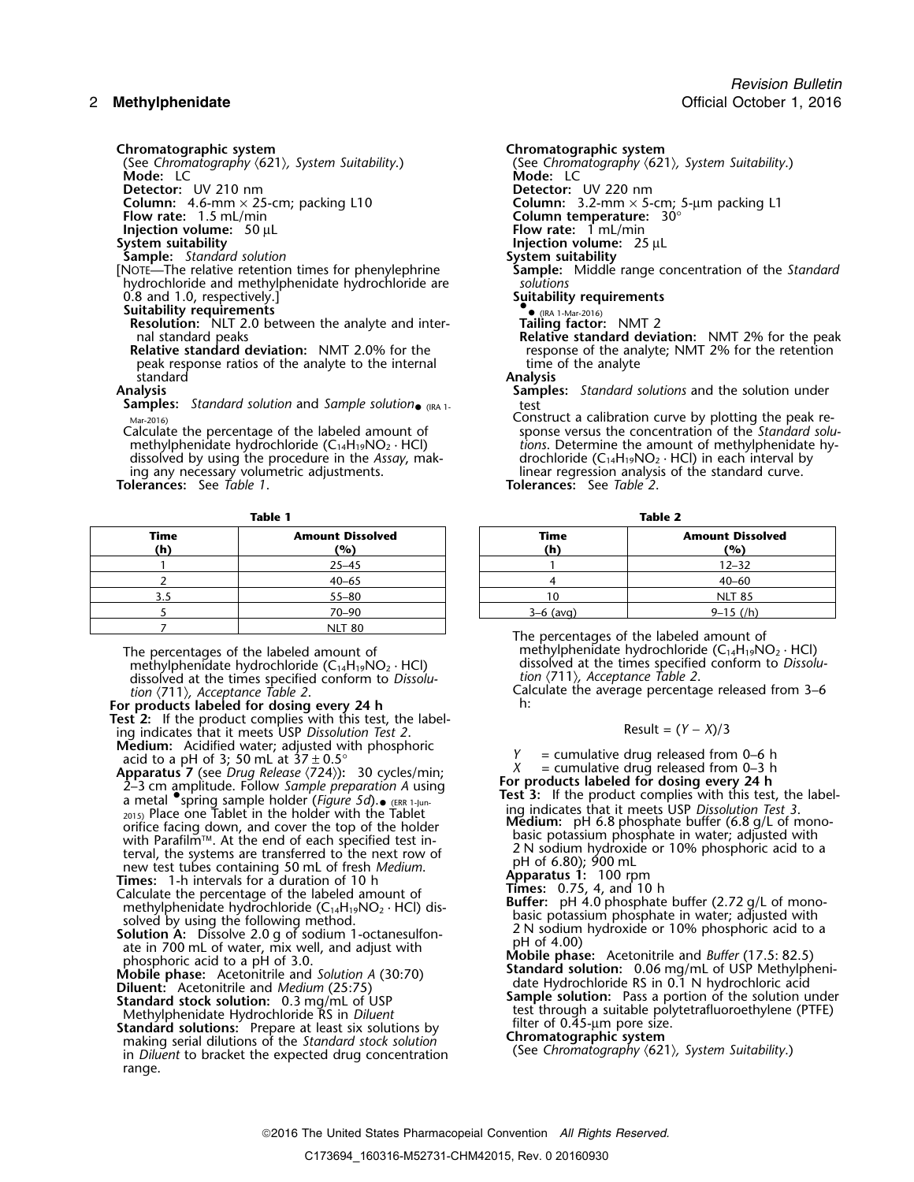**Chromatographic system**

(See *Chromatography* ⟨621⟩, *System Suitability*.)

**Mode:** LC

**Detector:** UV 210 nm

**Column:** 4.6-mm × 25-cm; packing L10

**Flow rate:** 1.5 mL/min

**Injection volume:** 50 µL

**System suitability**

**Sample:** *Standard solution*

[NOTE—The relative retention times for phenylephrine hydrochloride and methylphenidate hydrochloride are 0.8 and 1.0, respectively.]

**Suitability requirements**

**Resolution:** NLT 2.0 between the analyte and internal standard peaks

**Relative standard deviation:** NMT 2.0% for the peak response ratios of the analyte to the internal standard

**Analysis**

**Samples:** *Standard solution* and *Sample solution*● (IRA 1-Mar-2016)

Calculate the percentage of the labeled amount of methylphenidate hydrochloride ($C_{14}H_{19}NO_2 \cdot HCl$) dissolved by using the procedure in the *Assay*, making any necessary volumetric adjustments.

**Tolerances:** See *Table 1*.

**Table 1**

| Time (h) | Amount Dissolved (%) |
|---|---|
| 1 | 25–45 |
| 2 | 40–65 |
| 3.5 | 55–80 |
| 5 | 70–90 |
| 7 | NLT 80 |

The percentages of the labeled amount of methylphenidate hydrochloride ($C_{14}H_{19}NO_2 \cdot HCl$) dissolved at the times specified conform to *Dissolution* ⟨711⟩, *Acceptance Table 2*.

**For products labeled for dosing every 24 h**

**Test 2:** If the product complies with this test, the labeling indicates that it meets USP *Dissolution Test 2*.

**Medium:** Acidified water; adjusted with phosphoric acid to a pH of 3; 50 mL at 37 ± 0.5°

**Apparatus 7** (see *Drug Release* ⟨724⟩)**:** 30 cycles/min; 2–3 cm amplitude. Follow *Sample preparation A* using a metal ●spring sample holder (*Figure 5d*).● (ERR 1-Jun-2015) Place one Tablet in the holder with the Tablet orifice facing down, and cover the top of the holder with Parafilm™. At the end of each specified test interval, the systems are transferred to the next row of new test tubes containing 50 mL of fresh *Medium*.

**Times:** 1-h intervals for a duration of 10 h

Calculate the percentage of the labeled amount of methylphenidate hydrochloride ($C_{14}H_{19}NO_2 \cdot HCl$) dissolved by using the following method.

**Solution A:** Dissolve 2.0 g of sodium 1-octanesulfonate in 700 mL of water, mix well, and adjust with phosphoric acid to a pH of 3.0.

**Mobile phase:** Acetonitrile and *Solution A* (30:70)

**Diluent:** Acetonitrile and *Medium* (25:75)

**Standard stock solution:** 0.3 mg/mL of USP Methylphenidate Hydrochloride RS in *Diluent*

**Standard solutions:** Prepare at least six solutions by making serial dilutions of the *Standard stock solution* in *Diluent* to bracket the expected drug concentration range.

**Chromatographic system**

(See *Chromatography* ⟨621⟩, *System Suitability*.)

**Mode:** LC

**Detector:** UV 220 nm

**Column:** 3.2-mm × 5-cm; 5-µm packing L1

**Column temperature:** 30°

**Flow rate:** 1 mL/min

**Injection volume:** 25 µL

**System suitability**

**Sample:** Middle range concentration of the *Standard solutions*

**Suitability requirements**

● (IRA 1-Mar-2016)

**Tailing factor:** NMT 2

**Relative standard deviation:** NMT 2% for the peak response of the analyte; NMT 2% for the retention time of the analyte

**Analysis**

**Samples:** *Standard solutions* and the solution under test

Construct a calibration curve by plotting the peak response versus the concentration of the *Standard solutions*. Determine the amount of methylphenidate hydrochloride ($C_{14}H_{19}NO_2 \cdot HCl$) in each interval by linear regression analysis of the standard curve.

**Tolerances:** See *Table 2*.

**Table 2**

| Time (h) | Amount Dissolved (%) |
|---|---|
| 1 | 12–32 |
| 4 | 40–60 |
| 10 | NLT 85 |
| 3–6 (avg) | 9–15 (/h) |

The percentages of the labeled amount of methylphenidate hydrochloride ($C_{14}H_{19}NO_2 \cdot HCl$) dissolved at the times specified conform to *Dissolution* ⟨711⟩, *Acceptance Table 2*.

Calculate the average percentage released from 3–6 h:

$$\text{Result} = (Y - X)/3$$

$Y$ = cumulative drug released from 0–6 h

$X$ = cumulative drug released from 0–3 h

**For products labeled for dosing every 24 h**

**Test 3:** If the product complies with this test, the labeling indicates that it meets USP *Dissolution Test 3*.

**Medium:** pH 6.8 phosphate buffer (6.8 g/L of monobasic potassium phosphate in water; adjusted with 2 N sodium hydroxide or 10% phosphoric acid to a pH of 6.80); 900 mL

**Apparatus 1:** 100 rpm

**Times:** 0.75, 4, and 10 h

**Buffer:** pH 4.0 phosphate buffer (2.72 g/L of monobasic potassium phosphate in water; adjusted with 2 N sodium hydroxide or 10% phosphoric acid to a pH of 4.00)

**Mobile phase:** Acetonitrile and *Buffer* (17.5: 82.5)

**Standard solution:** 0.06 mg/mL of USP Methylphenidate Hydrochloride RS in 0.1 N hydrochloric acid

**Sample solution:** Pass a portion of the solution under test through a suitable polytetrafluoroethylene (PTFE) filter of 0.45-µm pore size.

**Chromatographic system**

(See *Chromatography* ⟨621⟩, *System Suitability*.)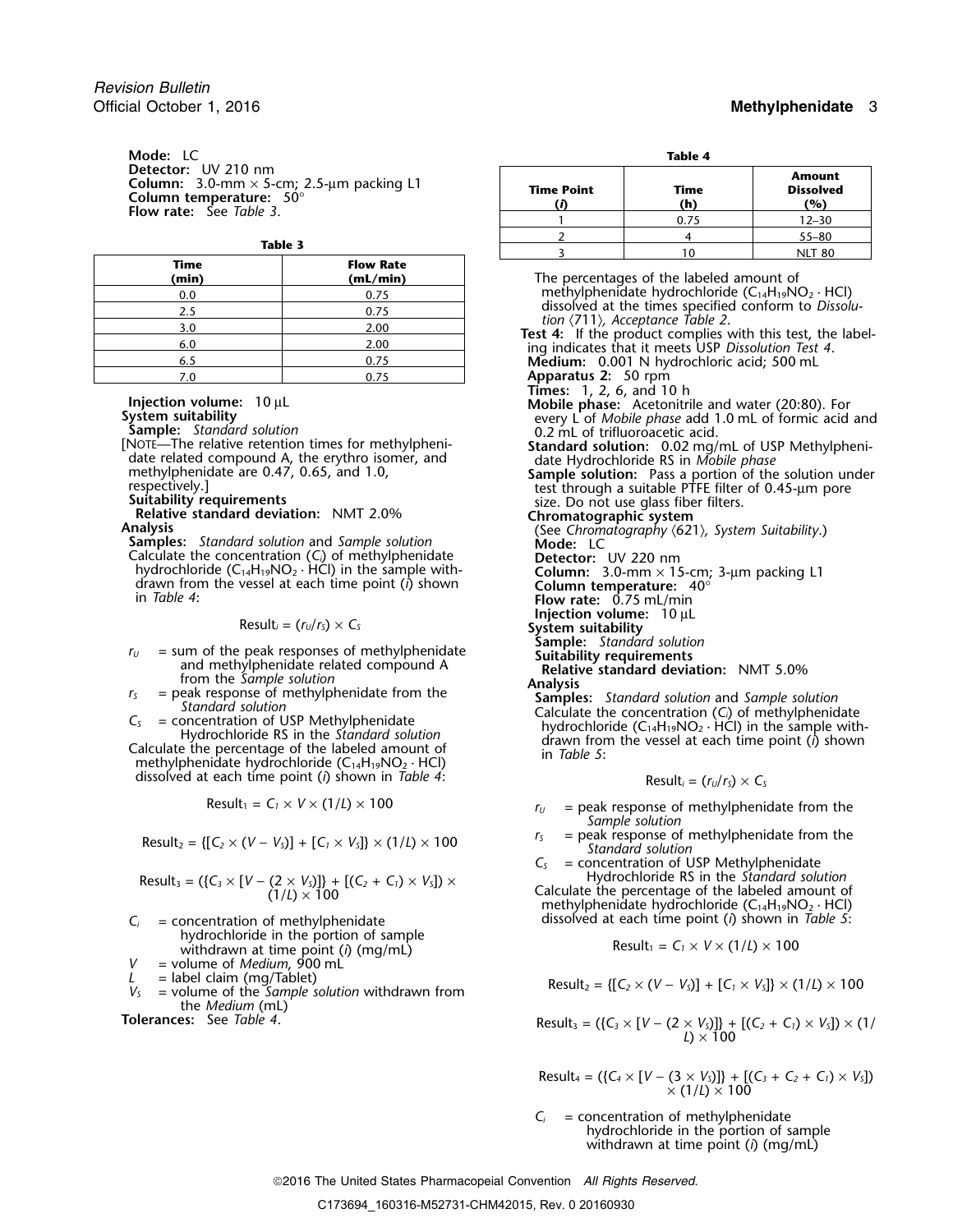**Mode:** LC
**Detector:** UV 210 nm
**Column:** 3.0-mm × 5-cm; 2.5-µm packing L1
**Column temperature:** 50°
**Flow rate:** See *Table 3*.

**Table 3**

| Time (min) | Flow Rate (mL/min) |
|---|---|
| 0.0 | 0.75 |
| 2.5 | 0.75 |
| 3.0 | 2.00 |
| 6.0 | 2.00 |
| 6.5 | 0.75 |
| 7.0 | 0.75 |

**Injection volume:** 10 µL
**System suitability**
**Sample:** *Standard solution*
[NOTE—The relative retention times for methylphenidate related compound A, the erythro isomer, and methylphenidate are 0.47, 0.65, and 1.0, respectively.]
**Suitability requirements**
**Relative standard deviation:** NMT 2.0%
**Analysis**
**Samples:** *Standard solution* and *Sample solution*
Calculate the concentration ($C_i$) of methylphenidate hydrochloride ($C_{14}H_{19}NO_2 \cdot HCl$) in the sample withdrawn from the vessel at each time point ($i$) shown in *Table 4*:

$$\text{Result}_i = (r_U/r_S) \times C_S$$

$r_U$ = sum of the peak responses of methylphenidate and methylphenidate related compound A from the *Sample solution*
$r_S$ = peak response of methylphenidate from the *Standard solution*
$C_S$ = concentration of USP Methylphenidate Hydrochloride RS in the *Standard solution*

Calculate the percentage of the labeled amount of methylphenidate hydrochloride ($C_{14}H_{19}NO_2 \cdot HCl$) dissolved at each time point ($i$) shown in *Table 4*:

$$\text{Result}_1 = C_1 \times V \times (1/L) \times 100$$

$$\text{Result}_2 = \{[C_2 \times (V - V_S)] + [C_1 \times V_S]\} \times (1/L) \times 100$$

$$\text{Result}_3 = (\{C_3 \times [V - (2 \times V_S)]\} + [(C_2 + C_1) \times V_S]) \times (1/L) \times 100$$

$C_i$ = concentration of methylphenidate hydrochloride in the portion of sample withdrawn at time point ($i$) (mg/mL)
$V$ = volume of *Medium*, 900 mL
$L$ = label claim (mg/Tablet)
$V_S$ = volume of the *Sample solution* withdrawn from the *Medium* (mL)

**Tolerances:** See *Table 4*.

**Table 4**

| Time Point ($i$) | Time (h) | Amount Dissolved (%) |
|---|---|---|
| 1 | 0.75 | 12–30 |
| 2 | 4 | 55–80 |
| 3 | 10 | NLT 80 |

The percentages of the labeled amount of methylphenidate hydrochloride ($C_{14}H_{19}NO_2 \cdot HCl$) dissolved at the times specified conform to *Dissolution* ⟨711⟩, *Acceptance Table 2*.

**Test 4:** If the product complies with this test, the labeling indicates that it meets USP *Dissolution Test 4*.
**Medium:** 0.001 N hydrochloric acid; 500 mL
**Apparatus 2:** 50 rpm
**Times:** 1, 2, 6, and 10 h
**Mobile phase:** Acetonitrile and water (20:80). For every L of *Mobile phase* add 1.0 mL of formic acid and 0.2 mL of trifluoroacetic acid.
**Standard solution:** 0.02 mg/mL of USP Methylphenidate Hydrochloride RS in *Mobile phase*
**Sample solution:** Pass a portion of the solution under test through a suitable PTFE filter of 0.45-µm pore size. Do not use glass fiber filters.
**Chromatographic system**
(See *Chromatography* ⟨621⟩, *System Suitability*.)
**Mode:** LC
**Detector:** UV 220 nm
**Column:** 3.0-mm × 15-cm; 3-µm packing L1
**Column temperature:** 40°
**Flow rate:** 0.75 mL/min
**Injection volume:** 10 µL
**System suitability**
**Sample:** *Standard solution*
**Suitability requirements**
**Relative standard deviation:** NMT 5.0%
**Analysis**
**Samples:** *Standard solution* and *Sample solution*
Calculate the concentration ($C_i$) of methylphenidate hydrochloride ($C_{14}H_{19}NO_2 \cdot HCl$) in the sample withdrawn from the vessel at each time point ($i$) shown in *Table 5*:

$$\text{Result}_i = (r_U/r_S) \times C_S$$

$r_U$ = peak response of methylphenidate from the *Sample solution*
$r_S$ = peak response of methylphenidate from the *Standard solution*
$C_S$ = concentration of USP Methylphenidate Hydrochloride RS in the *Standard solution*

Calculate the percentage of the labeled amount of methylphenidate hydrochloride ($C_{14}H_{19}NO_2 \cdot HCl$) dissolved at each time point ($i$) shown in *Table 5*:

$$\text{Result}_1 = C_1 \times V \times (1/L) \times 100$$

$$\text{Result}_2 = \{[C_2 \times (V - V_S)] + [C_1 \times V_S]\} \times (1/L) \times 100$$

$$\text{Result}_3 = (\{C_3 \times [V - (2 \times V_S)]\} + [(C_2 + C_1) \times V_S]) \times (1/L) \times 100$$

$$\text{Result}_4 = (\{C_4 \times [V - (3 \times V_S)]\} + [(C_3 + C_2 + C_1) \times V_S]) \times (1/L) \times 100$$

$C_i$ = concentration of methylphenidate hydrochloride in the portion of sample withdrawn at time point ($i$) (mg/mL)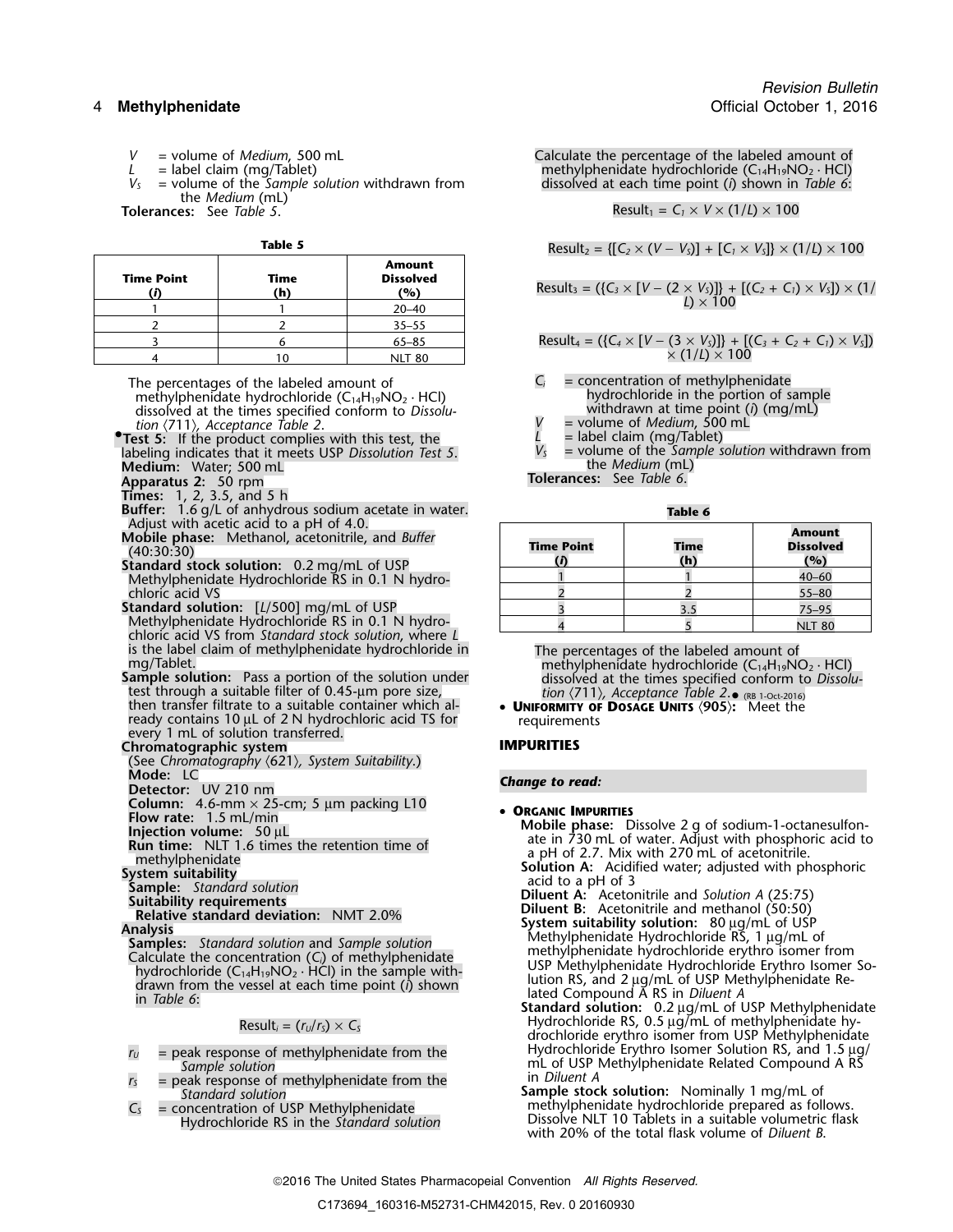$V$ = volume of *Medium*, 500 mL
$L$ = label claim (mg/Tablet)
$V_S$ = volume of the *Sample solution* withdrawn from the *Medium* (mL)

**Tolerances:** See *Table 5*.

**Table 5**

| Time Point ($i$) | Time (h) | Amount Dissolved (%) |
|---|---|---|
| 1 | 1 | 20–40 |
| 2 | 2 | 35–55 |
| 3 | 6 | 65–85 |
| 4 | 10 | NLT 80 |

The percentages of the labeled amount of methylphenidate hydrochloride ($C_{14}H_{19}NO_2 \cdot HCl$) dissolved at the times specified conform to *Dissolution* ⟨711⟩, *Acceptance Table 2*.

•**Test 5:** If the product complies with this test, the labeling indicates that it meets USP *Dissolution Test 5*.

**Medium:** Water; 500 mL

**Apparatus 2:** 50 rpm

**Times:** 1, 2, 3.5, and 5 h

**Buffer:** 1.6 g/L of anhydrous sodium acetate in water. Adjust with acetic acid to a pH of 4.0.

**Mobile phase:** Methanol, acetonitrile, and *Buffer* (40:30:30)

**Standard stock solution:** 0.2 mg/mL of USP Methylphenidate Hydrochloride RS in 0.1 N hydrochloric acid VS

**Standard solution:** [$L$/500] mg/mL of USP Methylphenidate Hydrochloride RS in 0.1 N hydrochloric acid VS from *Standard stock solution*, where $L$ is the label claim of methylphenidate hydrochloride in mg/Tablet.

**Sample solution:** Pass a portion of the solution under test through a suitable filter of 0.45-µm pore size, then transfer filtrate to a suitable container which already contains 10 µL of 2 N hydrochloric acid TS for every 1 mL of solution transferred.

**Chromatographic system**

(See *Chromatography* ⟨621⟩, *System Suitability*.)

**Mode:** LC

**Detector:** UV 210 nm

**Column:** 4.6-mm × 25-cm; 5 µm packing L10

**Flow rate:** 1.5 mL/min

**Injection volume:** 50 µL

**Run time:** NLT 1.6 times the retention time of methylphenidate

**System suitability**

**Sample:** *Standard solution*

**Suitability requirements**

**Relative standard deviation:** NMT 2.0%

**Analysis**

**Samples:** *Standard solution* and *Sample solution*

Calculate the concentration ($C_i$) of methylphenidate hydrochloride ($C_{14}H_{19}NO_2 \cdot HCl$) in the sample withdrawn from the vessel at each time point ($i$) shown in *Table 6*:

$$\text{Result}_i = (r_U/r_S) \times C_S$$

$r_U$ = peak response of methylphenidate from the *Sample solution*
$r_S$ = peak response of methylphenidate from the *Standard solution*
$C_S$ = concentration of USP Methylphenidate Hydrochloride RS in the *Standard solution*

Calculate the percentage of the labeled amount of methylphenidate hydrochloride ($C_{14}H_{19}NO_2 \cdot HCl$) dissolved at each time point ($i$) shown in *Table 6*:

$$\text{Result}_1 = C_1 \times V \times (1/L) \times 100$$

$$\text{Result}_2 = \{[C_2 \times (V - V_S)] + [C_1 \times V_S]\} \times (1/L) \times 100$$

$$\text{Result}_3 = (\{C_3 \times [V - (2 \times V_S)]\} + [(C_2 + C_1) \times V_S]) \times (1/L) \times 100$$

$$\text{Result}_4 = (\{C_4 \times [V - (3 \times V_S)]\} + [(C_3 + C_2 + C_1) \times V_S]) \times (1/L) \times 100$$

$C_i$ = concentration of methylphenidate hydrochloride in the portion of sample withdrawn at time point ($i$) (mg/mL)
$V$ = volume of *Medium*, 500 mL
$L$ = label claim (mg/Tablet)
$V_S$ = volume of the *Sample solution* withdrawn from the *Medium* (mL)

**Tolerances:** See *Table 6*.

**Table 6**

| Time Point ($i$) | Time (h) | Amount Dissolved (%) |
|---|---|---|
| 1 | 1 | 40–60 |
| 2 | 2 | 55–80 |
| 3 | 3.5 | 75–95 |
| 4 | 5 | NLT 80 |

The percentages of the labeled amount of methylphenidate hydrochloride ($C_{14}H_{19}NO_2 \cdot HCl$) dissolved at the times specified conform to *Dissolution* ⟨711⟩, *Acceptance Table 2*.• (RB 1-Oct-2016)

- **Uniformity of Dosage Units** ⟨905⟩: Meet the requirements

## IMPURITIES

*Change to read:*

- **Organic Impurities**

**Mobile phase:** Dissolve 2 g of sodium-1-octanesulfonate in 730 mL of water. Adjust with phosphoric acid to a pH of 2.7. Mix with 270 mL of acetonitrile.

**Solution A:** Acidified water; adjusted with phosphoric acid to a pH of 3

**Diluent A:** Acetonitrile and *Solution A* (25:75)

**Diluent B:** Acetonitrile and methanol (50:50)

**System suitability solution:** 80 µg/mL of USP Methylphenidate Hydrochloride RS, 1 µg/mL of methylphenidate hydrochloride erythro isomer from USP Methylphenidate Hydrochloride Erythro Isomer Solution RS, and 2 µg/mL of USP Methylphenidate Related Compound A RS in *Diluent A*

**Standard solution:** 0.2 µg/mL of USP Methylphenidate Hydrochloride RS, 0.5 µg/mL of methylphenidate hydrochloride erythro isomer from USP Methylphenidate Hydrochloride Erythro Isomer Solution RS, and 1.5 µg/mL of USP Methylphenidate Related Compound A RS in *Diluent A*

**Sample stock solution:** Nominally 1 mg/mL of methylphenidate hydrochloride prepared as follows. Dissolve NLT 10 Tablets in a suitable volumetric flask with 20% of the total flask volume of *Diluent B*.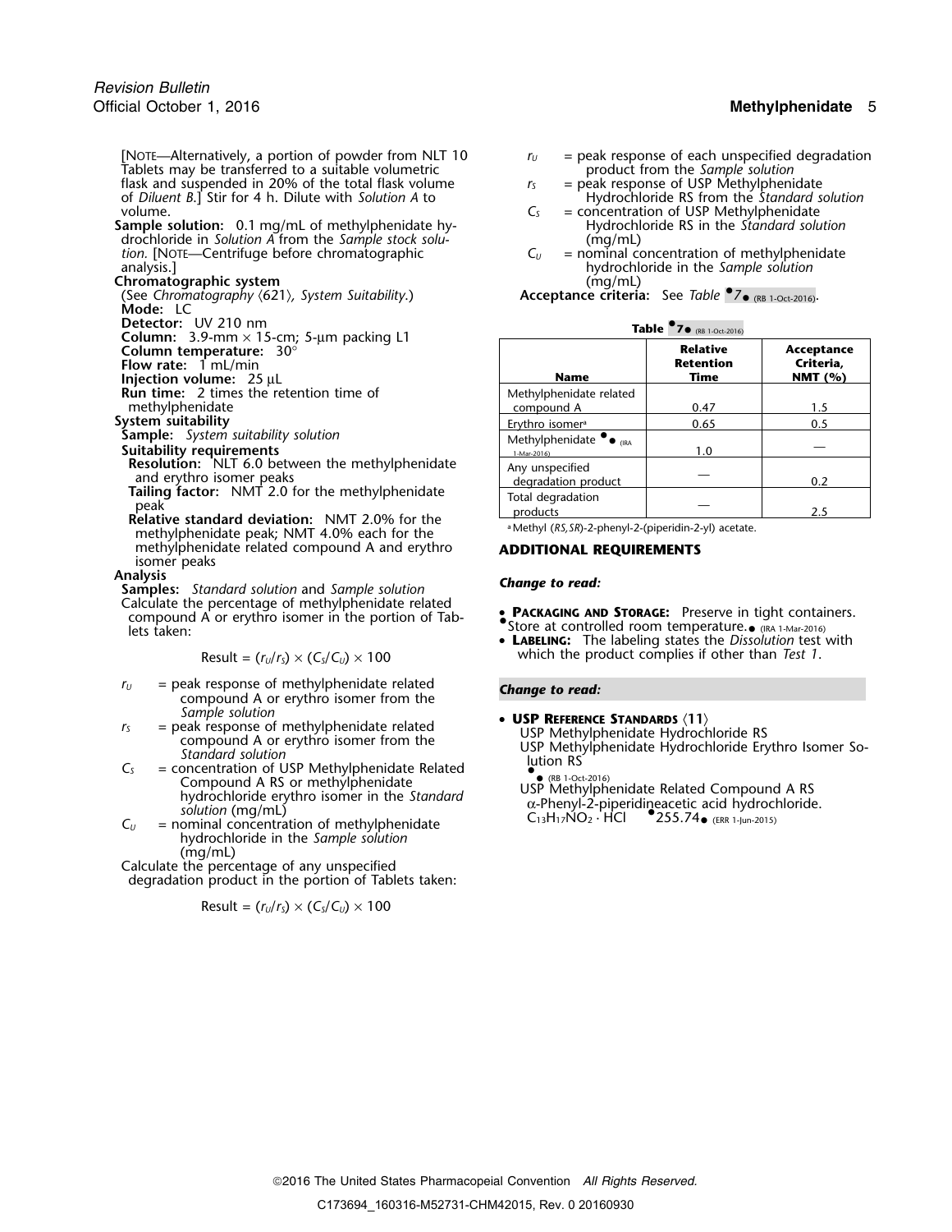[NOTE—Alternatively, a portion of powder from NLT 10 Tablets may be transferred to a suitable volumetric flask and suspended in 20% of the total flask volume of *Diluent B*.] Stir for 4 h. Dilute with *Solution A* to volume.

**Sample solution:** 0.1 mg/mL of methylphenidate hydrochloride in *Solution A* from the *Sample stock solution*. [NOTE—Centrifuge before chromatographic analysis.]

**Chromatographic system**

(See *Chromatography* ⟨621⟩, *System Suitability*.)

**Mode:** LC

**Detector:** UV 210 nm

**Column:** 3.9-mm × 15-cm; 5-µm packing L1

**Column temperature:** 30°

**Flow rate:** 1 mL/min

**Injection volume:** 25 µL

**Run time:** 2 times the retention time of methylphenidate

**System suitability**

**Sample:** *System suitability solution*

**Suitability requirements**

**Resolution:** NLT 6.0 between the methylphenidate and erythro isomer peaks

**Tailing factor:** NMT 2.0 for the methylphenidate peak

**Relative standard deviation:** NMT 2.0% for the methylphenidate peak; NMT 4.0% each for the methylphenidate related compound A and erythro isomer peaks

**Analysis**

**Samples:** *Standard solution* and *Sample solution*

Calculate the percentage of methylphenidate related compound A or erythro isomer in the portion of Tablets taken:

$$\text{Result} = (r_U/r_S) \times (C_S/C_U) \times 100$$

$r_U$ = peak response of methylphenidate related compound A or erythro isomer from the *Sample solution*

$r_S$ = peak response of methylphenidate related compound A or erythro isomer from the *Standard solution*

$C_S$ = concentration of USP Methylphenidate Related Compound A RS or methylphenidate hydrochloride erythro isomer in the *Standard solution* (mg/mL)

$C_U$ = nominal concentration of methylphenidate hydrochloride in the *Sample solution* (mg/mL)

Calculate the percentage of any unspecified degradation product in the portion of Tablets taken:

$$\text{Result} = (r_U/r_S) \times (C_S/C_U) \times 100$$

$r_U$ = peak response of each unspecified degradation product from the *Sample solution*

$r_S$ = peak response of USP Methylphenidate Hydrochloride RS from the *Standard solution*

$C_S$ = concentration of USP Methylphenidate Hydrochloride RS in the *Standard solution* (mg/mL)

$C_U$ = nominal concentration of methylphenidate hydrochloride in the *Sample solution* (mg/mL)

**Acceptance criteria:** See *Table* •*7*• (RB 1-Oct-2016).

**Table •7•** (RB 1-Oct-2016)

| Name | Relative Retention Time | Acceptance Criteria, NMT (%) |
|---|---|---|
| Methylphenidate related compound A | 0.47 | 1.5 |
| Erythro isomer[a] | 0.65 | 0.5 |
| Methylphenidate •• (IRA 1-Mar-2016) | 1.0 | — |
| Any unspecified degradation product | — | 0.2 |
| Total degradation products | — | 2.5 |

[a] Methyl (*RS,SR*)-2-phenyl-2-(piperidin-2-yl) acetate.

## ADDITIONAL REQUIREMENTS

*Change to read:*

- **PACKAGING AND STORAGE:** Preserve in tight containers. •Store at controlled room temperature.• (IRA 1-Mar-2016)
- **LABELING:** The labeling states the *Dissolution* test with which the product complies if other than *Test 1*.

*Change to read:*

- **USP REFERENCE STANDARDS** ⟨11⟩
  USP Methylphenidate Hydrochloride RS
  USP Methylphenidate Hydrochloride Erythro Isomer Solution RS
  •• (RB 1-Oct-2016)
  USP Methylphenidate Related Compound A RS
  α-Phenyl-2-piperidineacetic acid hydrochloride.
  $C_{13}H_{17}NO_2 \cdot HCl$ •255.74• (ERR 1-Jun-2015)